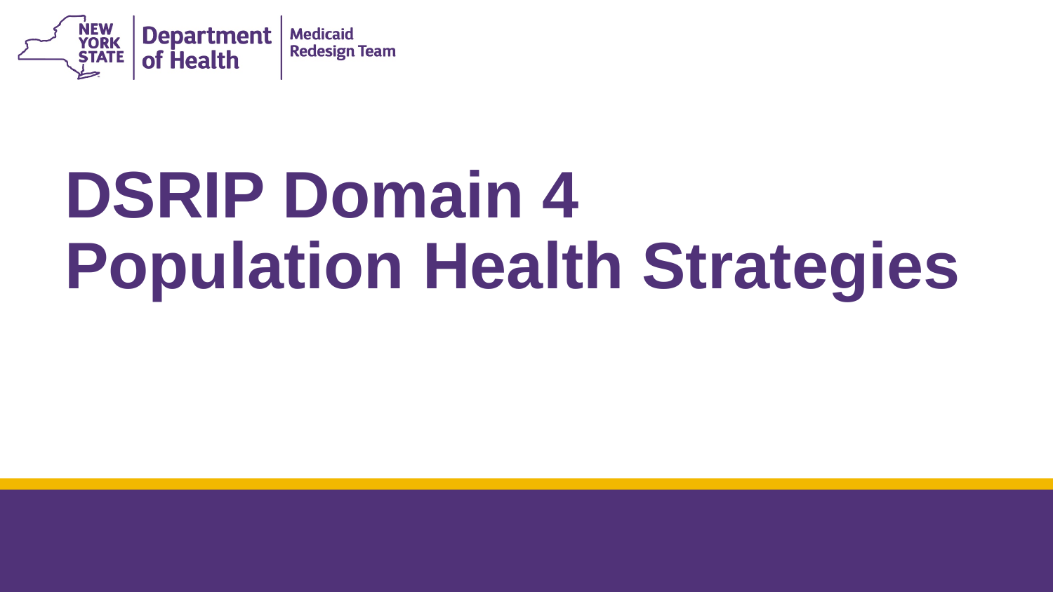NEW YORK STATE | Department of Health | Medicaid Redesign Team

# DSRIP Domain 4 Population Health Strategies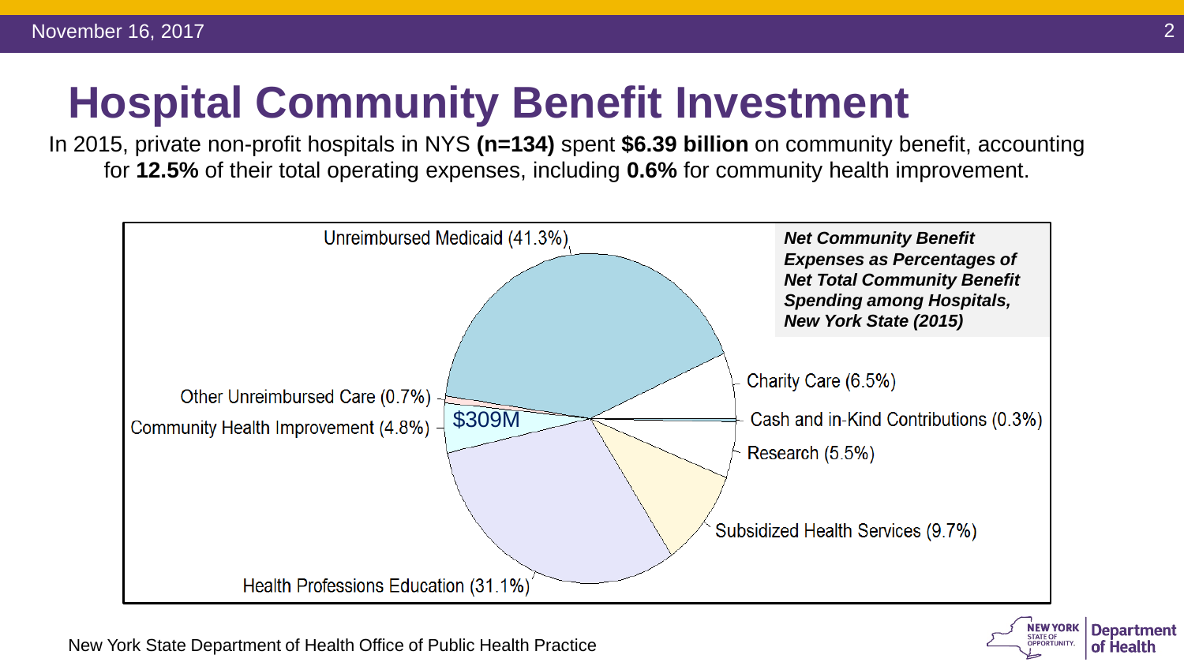# Hospital Community Benefit Investment

In 2015, private non-profit hospitals in NYS **(n=134)** spent **$6.39 billion** on community benefit, accounting for **12.5%** of their total operating expenses, including **0.6%** for community health improvement.

***Net Community Benefit Expenses as Percentages of Net Total Community Benefit Spending among Hospitals, New York State (2015)***

Unreimbursed Medicaid (41.3%)

Charity Care (6.5%)

Cash and in-Kind Contributions (0.3%)

Research (5.5%)

Subsidized Health Services (9.7%)

Health Professions Education (31.1%)

Community Health Improvement (4.8%)

$309M

Other Unreimbursed Care (0.7%)

New York State Department of Health Office of Public Health Practice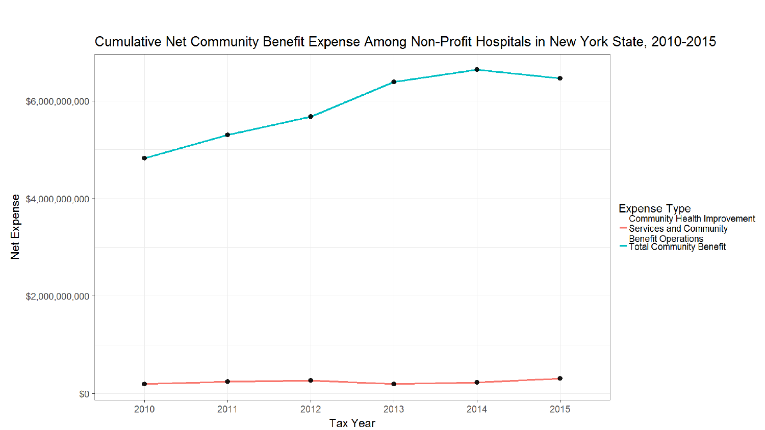Cumulative Net Community Benefit Expense Among Non-Profit Hospitals in New York State, 2010-2015

Net Expense

$6,000,000,000

$4,000,000,000

$2,000,000,000

$0

2010 2011 2012 2013 2014 2015

Tax Year

Expense Type

Community Health Improvement Services and Community Benefit Operations

Total Community Benefit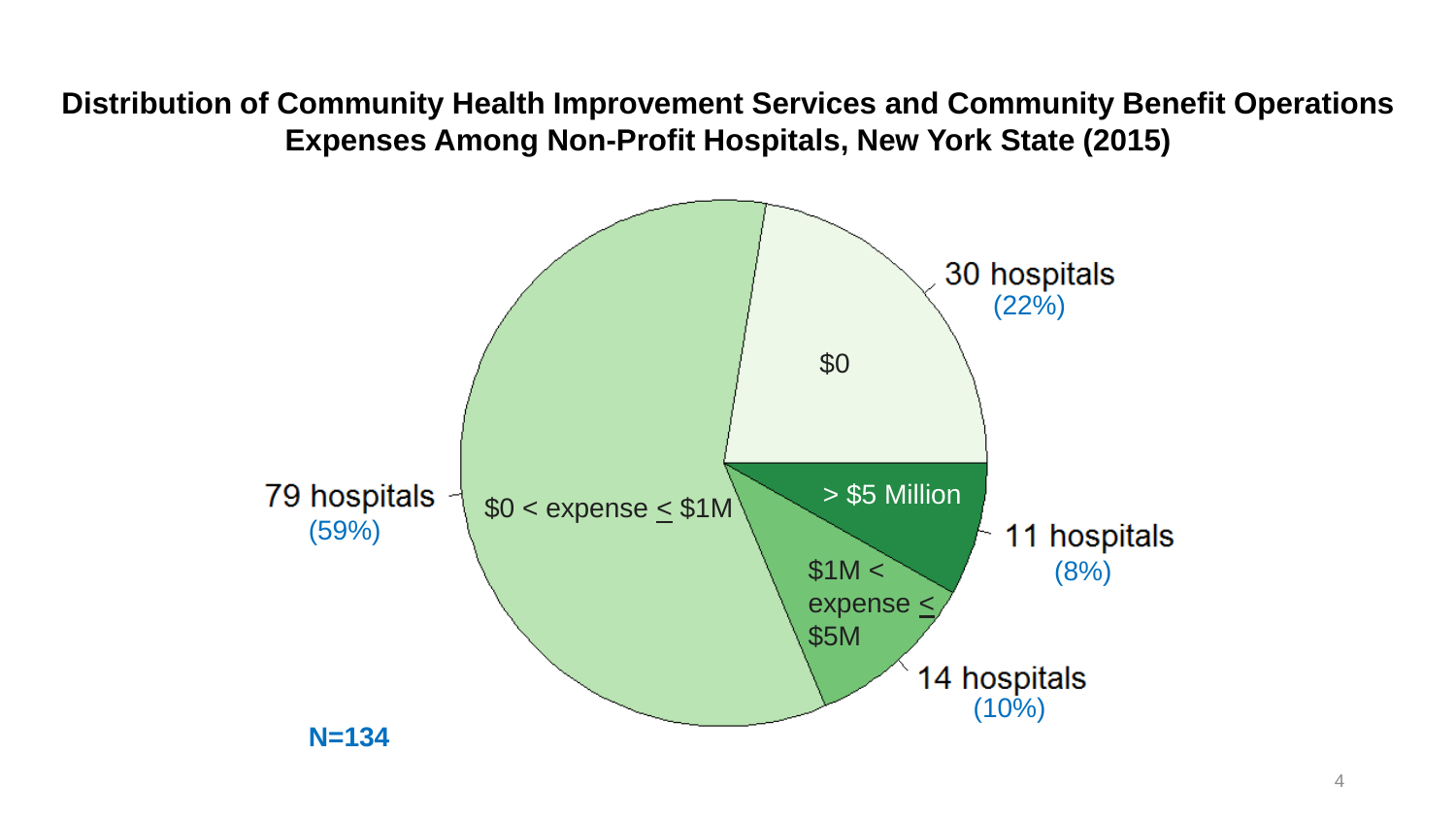# Distribution of Community Health Improvement Services and Community Benefit Operations Expenses Among Non-Profit Hospitals, New York State (2015)

| Expense category | Hospitals | Percent |
| --- | --- | --- |
| $0 | 30 hospitals | (22%) |
| $0 < expense ≤ $1M | 79 hospitals | (59%) |
| $1M < expense ≤ $5M | 14 hospitals | (10%) |
| > $5 Million | 11 hospitals | (8%) |

**N=134**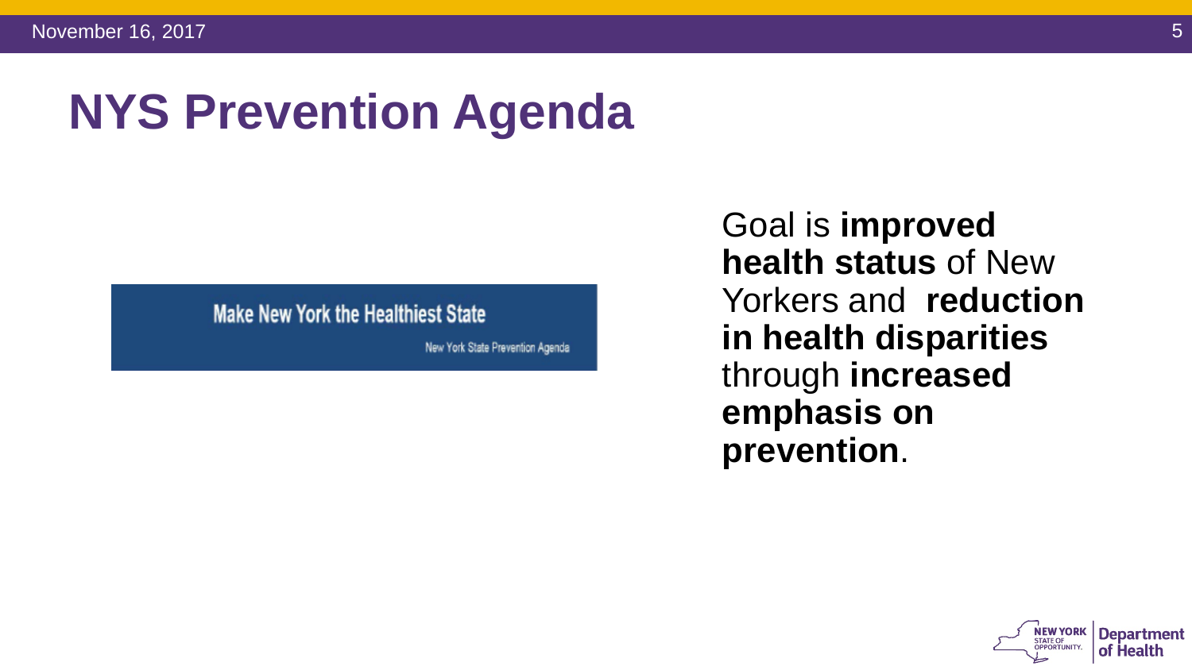# NYS Prevention Agenda

Make New York the Healthiest State

New York State Prevention Agenda

Goal is **improved health status** of New Yorkers and **reduction in health disparities** through **increased emphasis on prevention**.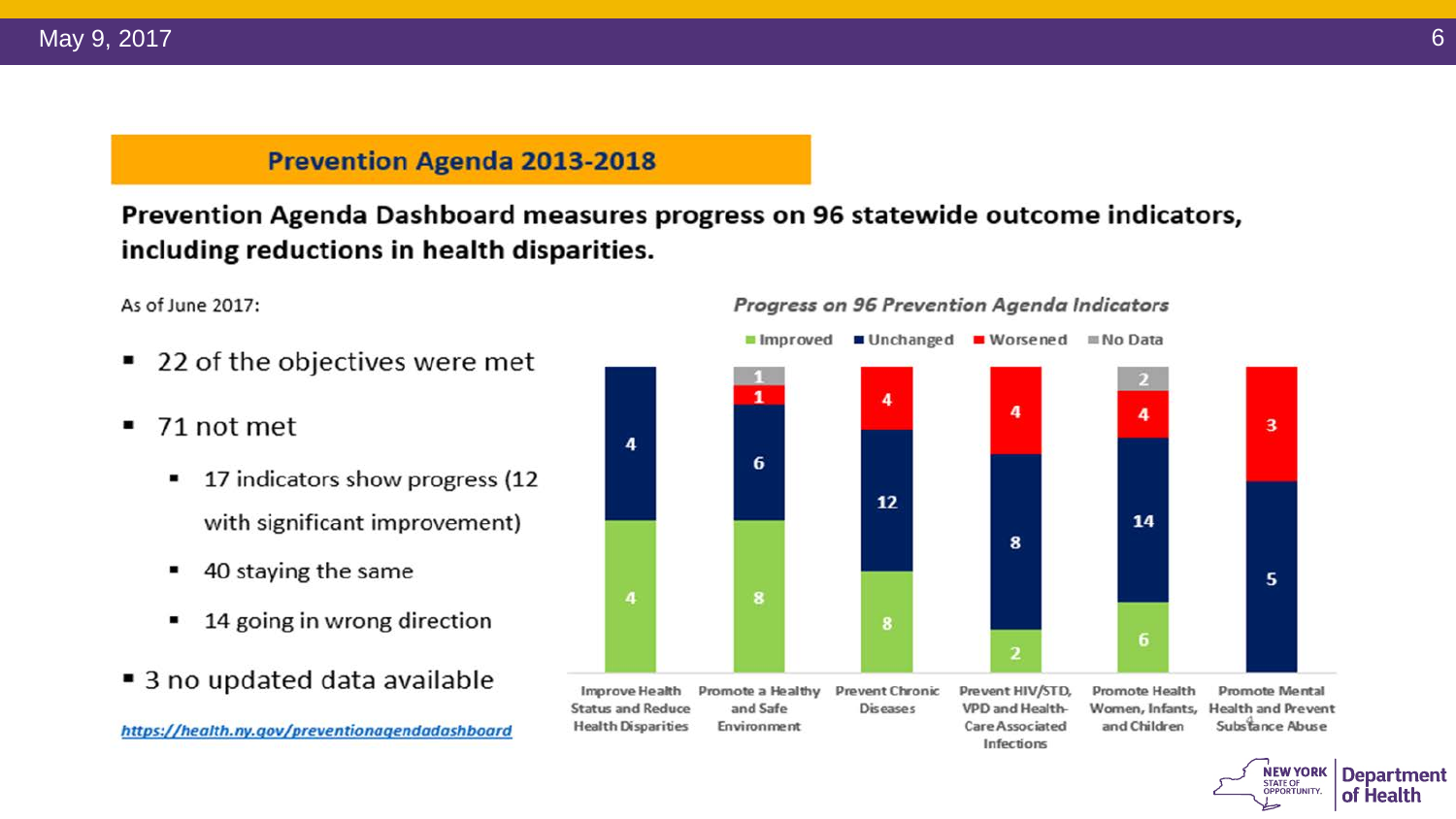## Prevention Agenda 2013-2018

**Prevention Agenda Dashboard measures progress on 96 statewide outcome indicators, including reductions in health disparities.**

As of June 2017:

- 22 of the objectives were met
- 71 not met
  - 17 indicators show progress (12 with significant improvement)
  - 40 staying the same
  - 14 going in wrong direction
- 3 no updated data available

https://health.ny.gov/preventionagendadashboard

*Progress on 96 Prevention Agenda Indicators*

| Priority Area | Improved | Unchanged | Worsened | No Data |
|---|---|---|---|---|
| Improve Health Status and Reduce Health Disparities | 4 | 4 | | |
| Promote a Healthy and Safe Environment | 8 | 6 | 1 | 1 |
| Prevent Chronic Diseases | 8 | 12 | 4 | |
| Prevent HIV/STD, VPD and Health-Care Associated Infections | 2 | 8 | 4 | |
| Promote Health Women, Infants, and Children | 6 | 14 | 4 | 2 |
| Promote Mental Health and Prevent Substance Abuse | | 5 | 3 | |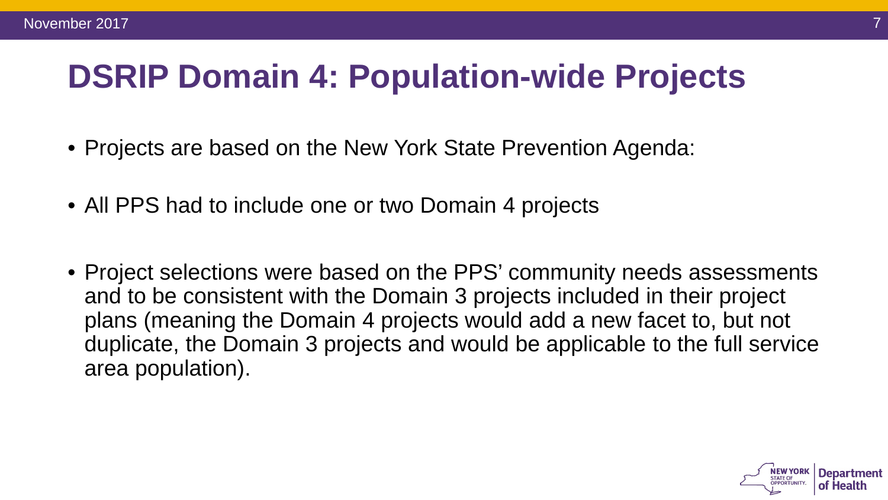# DSRIP Domain 4: Population-wide Projects

- Projects are based on the New York State Prevention Agenda:
- All PPS had to include one or two Domain 4 projects
- Project selections were based on the PPS' community needs assessments and to be consistent with the Domain 3 projects included in their project plans (meaning the Domain 4 projects would add a new facet to, but not duplicate, the Domain 3 projects and would be applicable to the full service area population).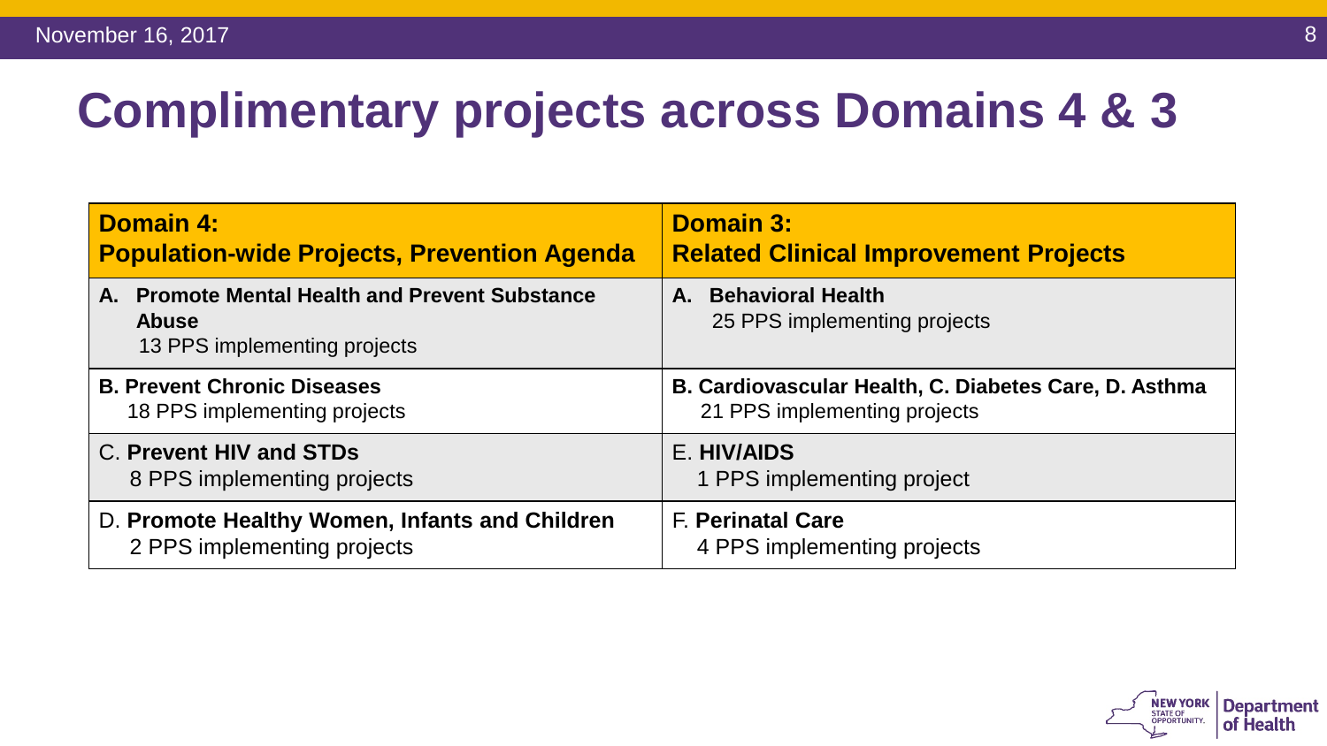# Complimentary projects across Domains 4 & 3

| Domain 4: Population-wide Projects, Prevention Agenda | Domain 3: Related Clinical Improvement Projects |
|---|---|
| **A. Promote Mental Health and Prevent Substance Abuse** 13 PPS implementing projects | **A. Behavioral Health** 25 PPS implementing projects |
| **B. Prevent Chronic Diseases** 18 PPS implementing projects | **B. Cardiovascular Health, C. Diabetes Care, D. Asthma** 21 PPS implementing projects |
| C. **Prevent HIV and STDs** 8 PPS implementing projects | E. **HIV/AIDS** 1 PPS implementing project |
| D. **Promote Healthy Women, Infants and Children** 2 PPS implementing projects | F. **Perinatal Care** 4 PPS implementing projects |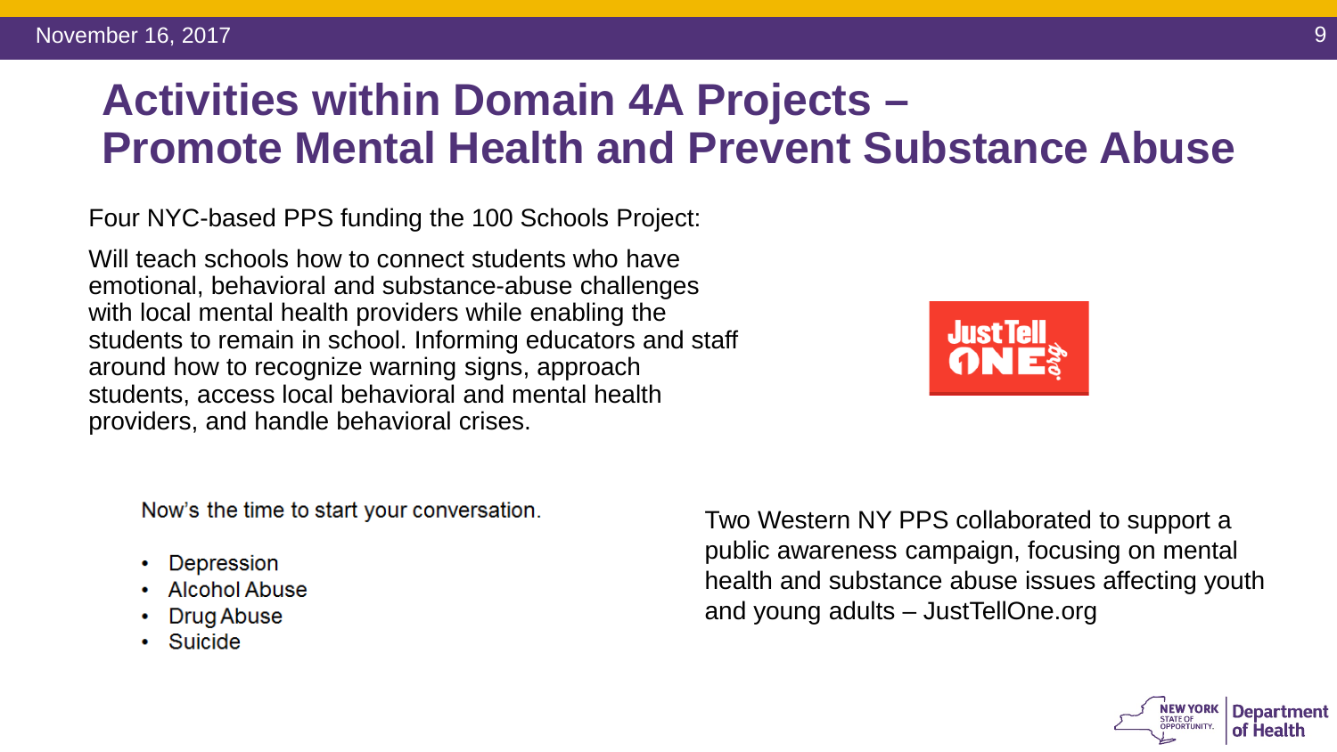# Activities within Domain 4A Projects – Promote Mental Health and Prevent Substance Abuse

Four NYC-based PPS funding the 100 Schools Project:

Will teach schools how to connect students who have emotional, behavioral and substance-abuse challenges with local mental health providers while enabling the students to remain in school. Informing educators and staff around how to recognize warning signs, approach students, access local behavioral and mental health providers, and handle behavioral crises.

Just Tell ONE .org

Now's the time to start your conversation.

- Depression
- Alcohol Abuse
- Drug Abuse
- Suicide

Two Western NY PPS collaborated to support a public awareness campaign, focusing on mental health and substance abuse issues affecting youth and young adults – JustTellOne.org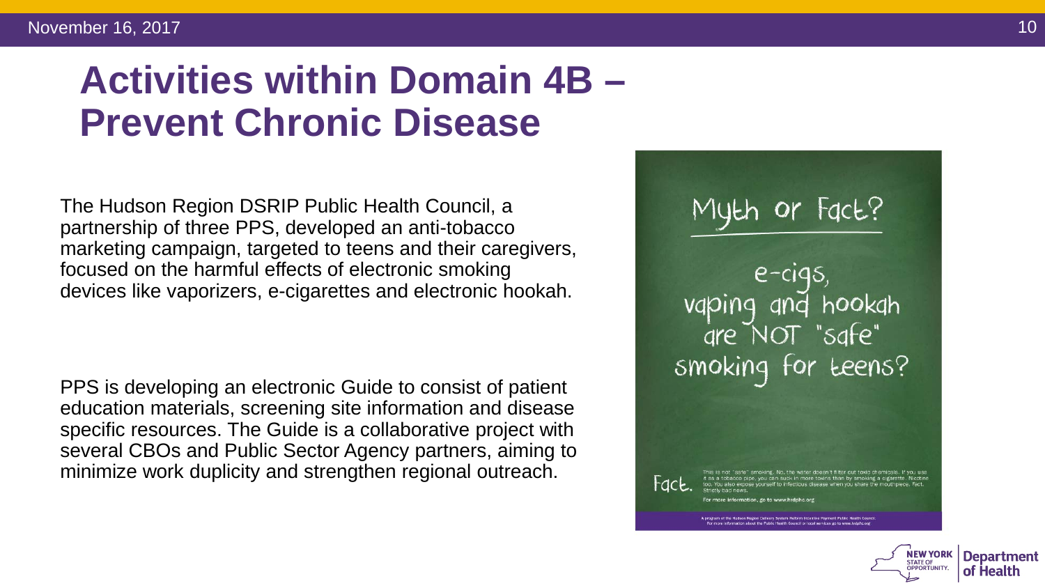# Activities within Domain 4B – Prevent Chronic Disease

The Hudson Region DSRIP Public Health Council, a partnership of three PPS, developed an anti-tobacco marketing campaign, targeted to teens and their caregivers, focused on the harmful effects of electronic smoking devices like vaporizers, e-cigarettes and electronic hookah.

PPS is developing an electronic Guide to consist of patient education materials, screening site information and disease specific resources. The Guide is a collaborative project with several CBOs and Public Sector Agency partners, aiming to minimize work duplicity and strengthen regional outreach.

Myth or Fact?

e-cigs, vaping and hookah are NOT "safe" smoking for teens?

Fact.

This is not "safe" smoking. No, the water doesn't filter out toxic chemicals. If you use it as a tobacco pipe, you can suck in more toxins than by smoking a cigarette. Nicotine too. You also expose yourself to infectious disease when you share the mouthpiece. Fact. Strictly bad news.

For more information, go to www.hrdphc.org

A program of the Hudson Region Delivery System Reform Incentive Payment Public Health Council. For more information about the Public Health Council or local services go to www.hrdphc.org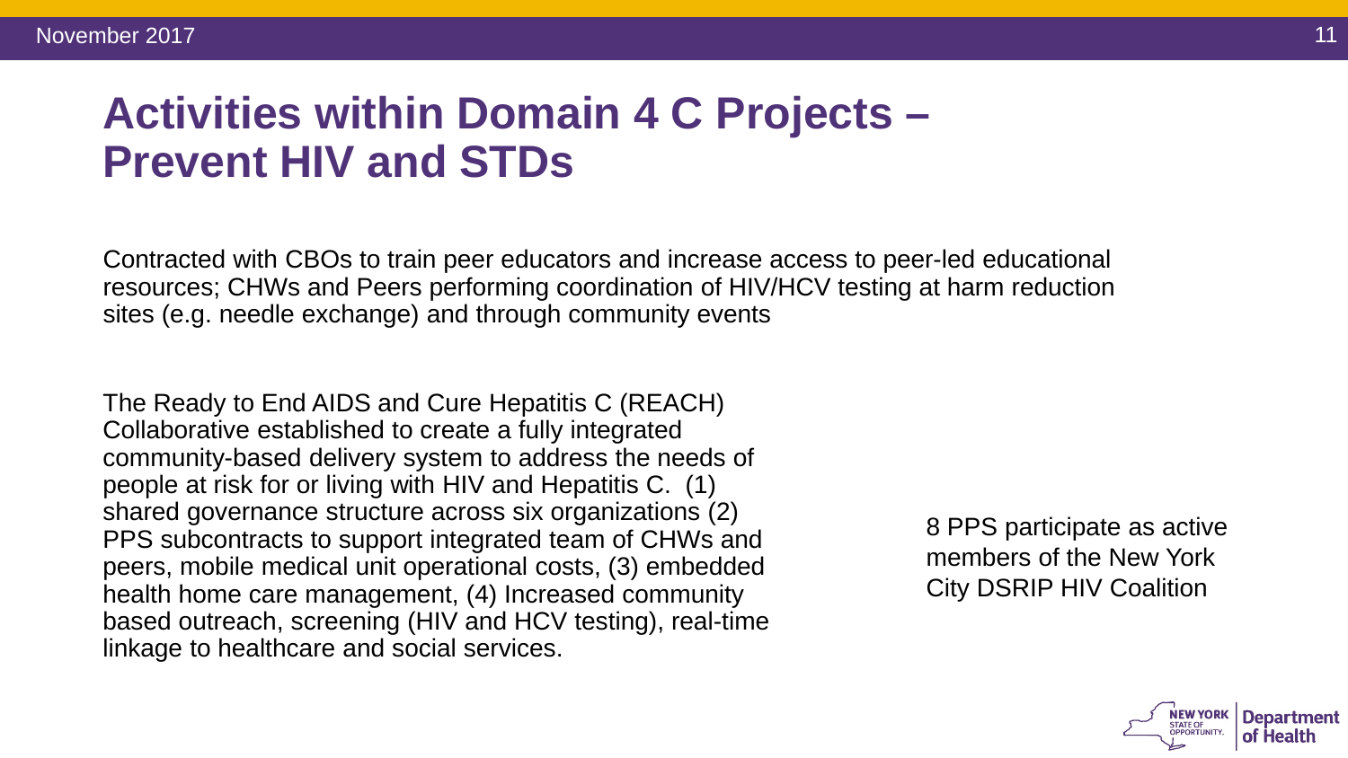# Activities within Domain 4 C Projects – Prevent HIV and STDs

Contracted with CBOs to train peer educators and increase access to peer-led educational resources; CHWs and Peers performing coordination of HIV/HCV testing at harm reduction sites (e.g. needle exchange) and through community events

The Ready to End AIDS and Cure Hepatitis C (REACH) Collaborative established to create a fully integrated community-based delivery system to address the needs of people at risk for or living with HIV and Hepatitis C. (1) shared governance structure across six organizations (2) PPS subcontracts to support integrated team of CHWs and peers, mobile medical unit operational costs, (3) embedded health home care management, (4) Increased community based outreach, screening (HIV and HCV testing), real-time linkage to healthcare and social services.

8 PPS participate as active members of the New York City DSRIP HIV Coalition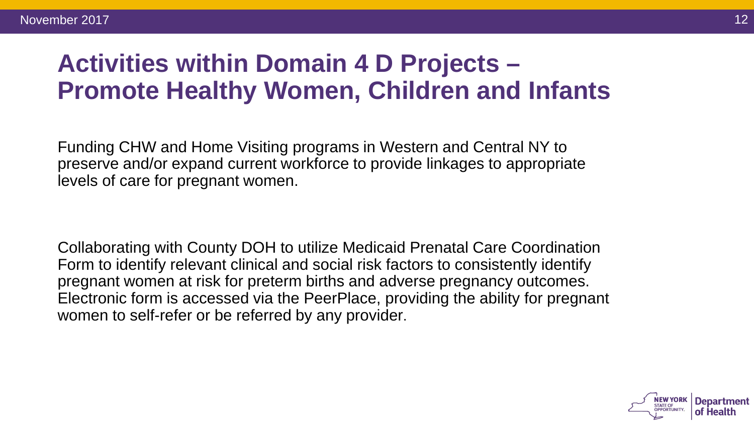# Activities within Domain 4 D Projects – Promote Healthy Women, Children and Infants

Funding CHW and Home Visiting programs in Western and Central NY to preserve and/or expand current workforce to provide linkages to appropriate levels of care for pregnant women.

Collaborating with County DOH to utilize Medicaid Prenatal Care Coordination Form to identify relevant clinical and social risk factors to consistently identify pregnant women at risk for preterm births and adverse pregnancy outcomes. Electronic form is accessed via the PeerPlace, providing the ability for pregnant women to self-refer or be referred by any provider.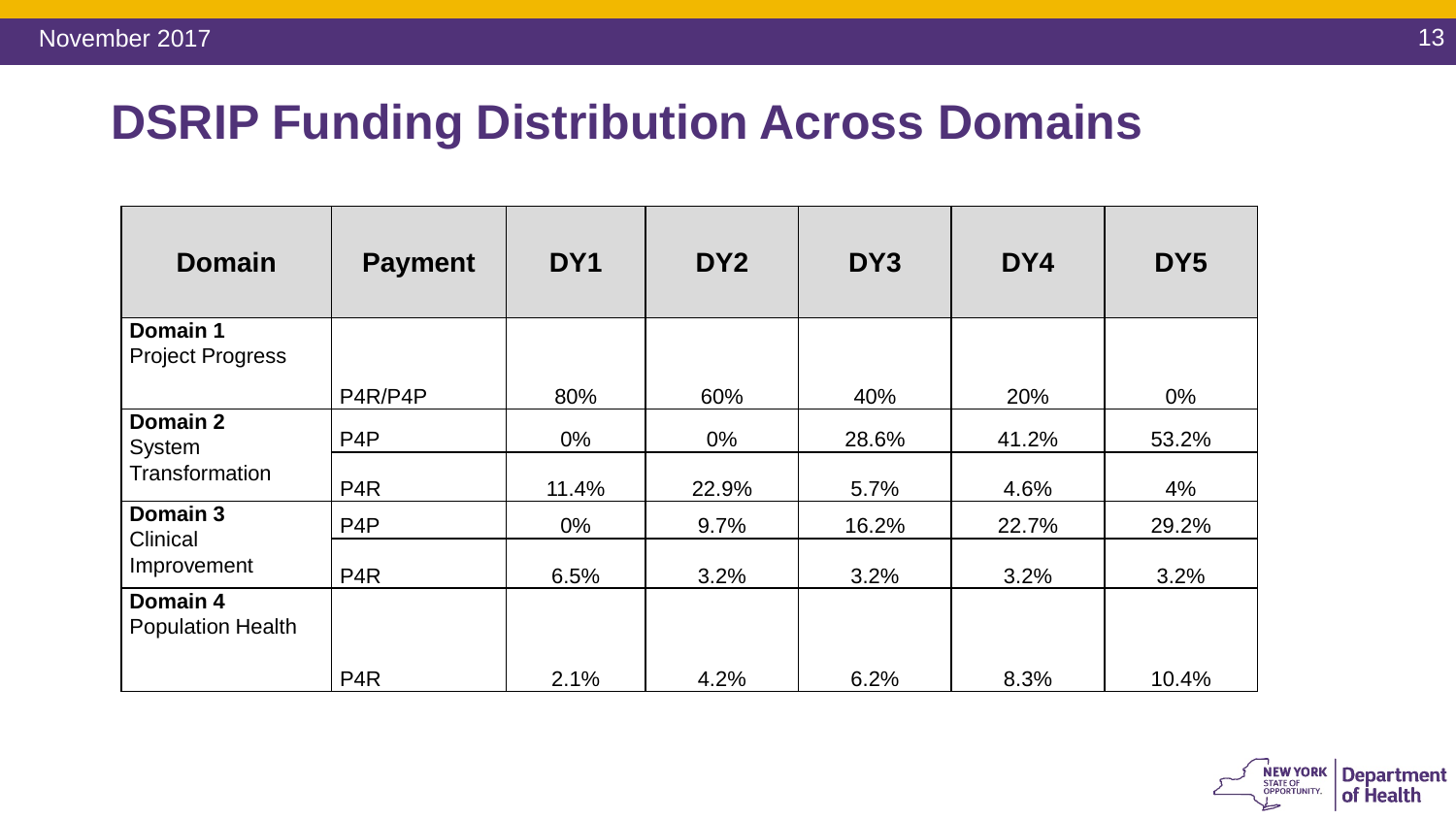# DSRIP Funding Distribution Across Domains

| Domain | Payment | DY1 | DY2 | DY3 | DY4 | DY5 |
|---|---|---|---|---|---|---|
| **Domain 1** Project Progress | P4R/P4P | 80% | 60% | 40% | 20% | 0% |
| **Domain 2** System Transformation | P4P | 0% | 0% | 28.6% | 41.2% | 53.2% |
| | P4R | 11.4% | 22.9% | 5.7% | 4.6% | 4% |
| **Domain 3** Clinical Improvement | P4P | 0% | 9.7% | 16.2% | 22.7% | 29.2% |
| | P4R | 6.5% | 3.2% | 3.2% | 3.2% | 3.2% |
| **Domain 4** Population Health | P4R | 2.1% | 4.2% | 6.2% | 8.3% | 10.4% |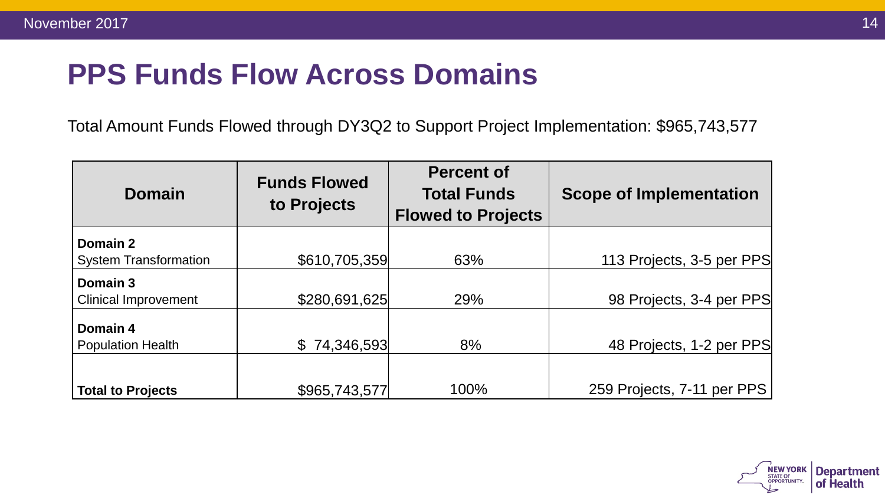# PPS Funds Flow Across Domains

Total Amount Funds Flowed through DY3Q2 to Support Project Implementation: $965,743,577

| Domain | Funds Flowed to Projects | Percent of Total Funds Flowed to Projects | Scope of Implementation |
|---|---|---|---|
| **Domain 2** System Transformation | $610,705,359 | 63% | 113 Projects, 3-5 per PPS |
| **Domain 3** Clinical Improvement | $280,691,625 | 29% | 98 Projects, 3-4 per PPS |
| **Domain 4** Population Health | $ 74,346,593 | 8% | 48 Projects, 1-2 per PPS |
| **Total to Projects** | $965,743,577 | 100% | 259 Projects, 7-11 per PPS |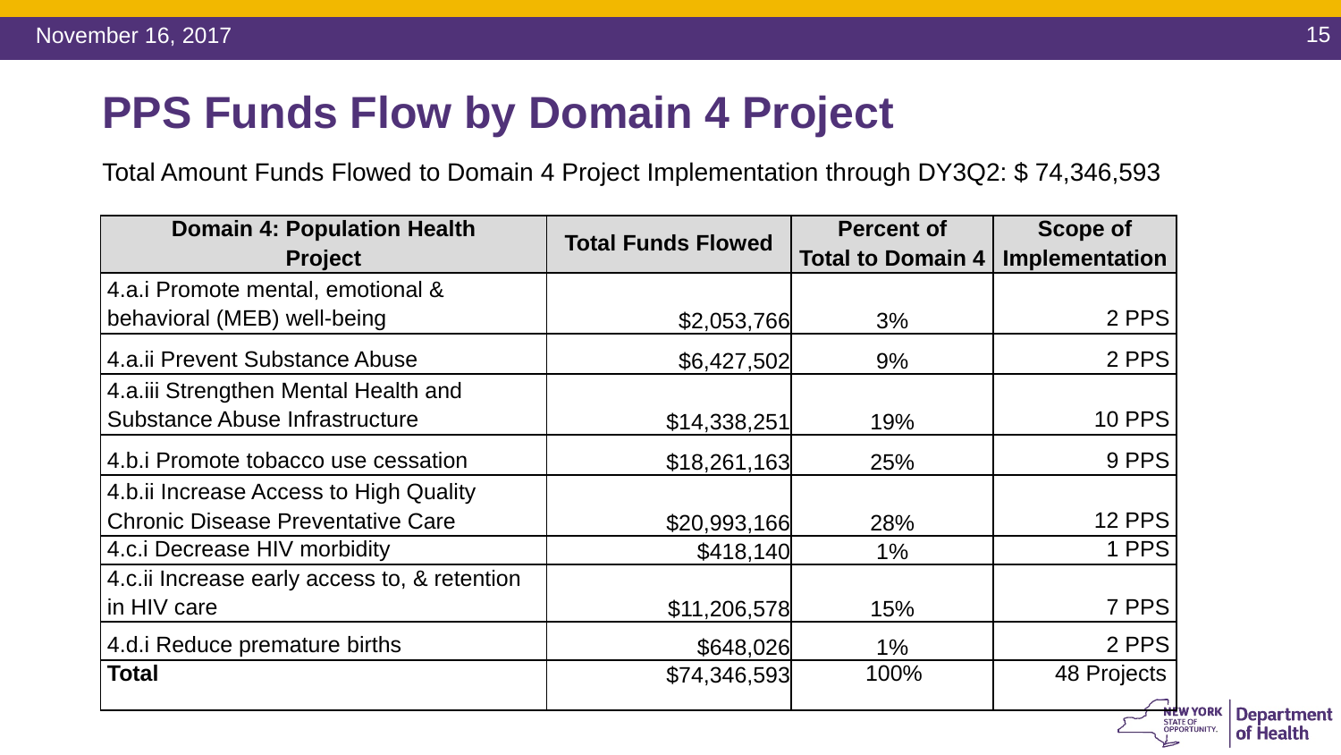# PPS Funds Flow by Domain 4 Project

Total Amount Funds Flowed to Domain 4 Project Implementation through DY3Q2: $ 74,346,593

| Domain 4: Population Health Project | Total Funds Flowed | Percent of Total to Domain 4 | Scope of Implementation |
|---|---|---|---|
| 4.a.i Promote mental, emotional & behavioral (MEB) well-being | $2,053,766 | 3% | 2 PPS |
| 4.a.ii Prevent Substance Abuse | $6,427,502 | 9% | 2 PPS |
| 4.a.iii Strengthen Mental Health and Substance Abuse Infrastructure | $14,338,251 | 19% | 10 PPS |
| 4.b.i Promote tobacco use cessation | $18,261,163 | 25% | 9 PPS |
| 4.b.ii Increase Access to High Quality Chronic Disease Preventative Care | $20,993,166 | 28% | 12 PPS |
| 4.c.i Decrease HIV morbidity | $418,140 | 1% | 1 PPS |
| 4.c.ii Increase early access to, & retention in HIV care | $11,206,578 | 15% | 7 PPS |
| 4.d.i Reduce premature births | $648,026 | 1% | 2 PPS |
| **Total** | $74,346,593 | 100% | 48 Projects |